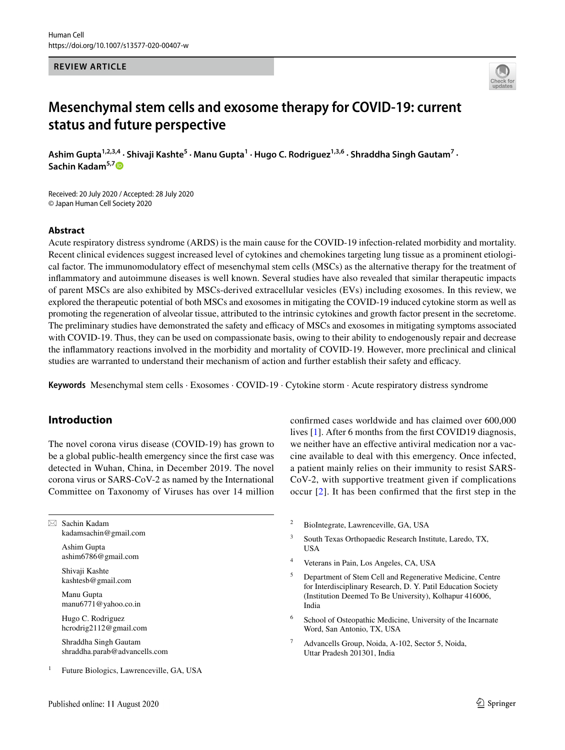REVIEW ARTICLE

# Mesenchymal stem cells and exosome therapy for COVID-19: current status and future perspective

**Ashim Gupta[1,2,3,4] · Shivaji Kashte[5] · Manu Gupta[1] · Hugo C. Rodriguez[1,3,6] · Shraddha Singh Gautam[7] · Sachin Kadam[5,7]**

Received: 20 July 2020 / Accepted: 28 July 2020
© Japan Human Cell Society 2020

## Abstract

Acute respiratory distress syndrome (ARDS) is the main cause for the COVID-19 infection-related morbidity and mortality. Recent clinical evidences suggest increased level of cytokines and chemokines targeting lung tissue as a prominent etiological factor. The immunomodulatory effect of mesenchymal stem cells (MSCs) as the alternative therapy for the treatment of inflammatory and autoimmune diseases is well known. Several studies have also revealed that similar therapeutic impacts of parent MSCs are also exhibited by MSCs-derived extracellular vesicles (EVs) including exosomes. In this review, we explored the therapeutic potential of both MSCs and exosomes in mitigating the COVID-19 induced cytokine storm as well as promoting the regeneration of alveolar tissue, attributed to the intrinsic cytokines and growth factor present in the secretome. The preliminary studies have demonstrated the safety and efficacy of MSCs and exosomes in mitigating symptoms associated with COVID-19. Thus, they can be used on compassionate basis, owing to their ability to endogenously repair and decrease the inflammatory reactions involved in the morbidity and mortality of COVID-19. However, more preclinical and clinical studies are warranted to understand their mechanism of action and further establish their safety and efficacy.

**Keywords** Mesenchymal stem cells · Exosomes · COVID-19 · Cytokine storm · Acute respiratory distress syndrome

## Introduction

The novel corona virus disease (COVID-19) has grown to be a global public-health emergency since the first case was detected in Wuhan, China, in December 2019. The novel corona virus or SARS-CoV-2 as named by the International Committee on Taxonomy of Viruses has over 14 million confirmed cases worldwide and has claimed over 600,000 lives [1]. After 6 months from the first COVID19 diagnosis, we neither have an effective antiviral medication nor a vaccine available to deal with this emergency. Once infected, a patient mainly relies on their immunity to resist SARS-CoV-2, with supportive treatment given if complications occur [2]. It has been confirmed that the first step in the

✉ Sachin Kadam
kadamsachin@gmail.com

Ashim Gupta
ashim6786@gmail.com

Shivaji Kashte
kashtesb@gmail.com

Manu Gupta
manu6771@yahoo.co.in

Hugo C. Rodriguez
hcrodrig2112@gmail.com

Shraddha Singh Gautam
shraddha.parab@advancells.com

1. Future Biologics, Lawrenceville, GA, USA
2. BioIntegrate, Lawrenceville, GA, USA
3. South Texas Orthopaedic Research Institute, Laredo, TX, USA
4. Veterans in Pain, Los Angeles, CA, USA
5. Department of Stem Cell and Regenerative Medicine, Centre for Interdisciplinary Research, D. Y. Patil Education Society (Institution Deemed To Be University), Kolhapur 416006, India
6. School of Osteopathic Medicine, University of the Incarnate Word, San Antonio, TX, USA
7. Advancells Group, Noida, A-102, Sector 5, Noida, Uttar Pradesh 201301, India

Published online: 11 August 2020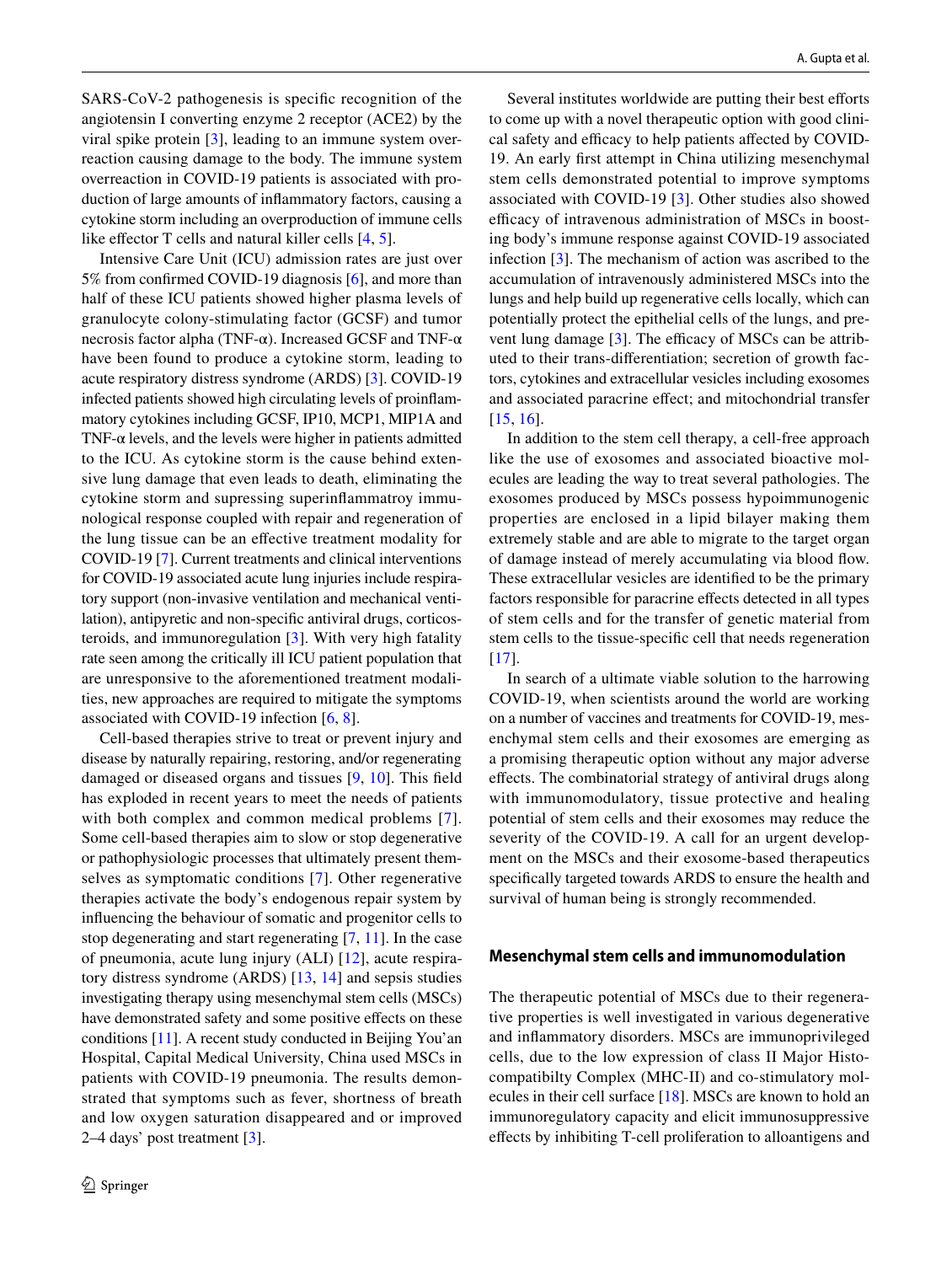SARS-CoV-2 pathogenesis is specific recognition of the angiotensin I converting enzyme 2 receptor (ACE2) by the viral spike protein [3], leading to an immune system overreaction causing damage to the body. The immune system overreaction in COVID-19 patients is associated with production of large amounts of inflammatory factors, causing a cytokine storm including an overproduction of immune cells like effector T cells and natural killer cells [4, 5].

Intensive Care Unit (ICU) admission rates are just over 5% from confirmed COVID-19 diagnosis [6], and more than half of these ICU patients showed higher plasma levels of granulocyte colony-stimulating factor (GCSF) and tumor necrosis factor alpha (TNF-α). Increased GCSF and TNF-α have been found to produce a cytokine storm, leading to acute respiratory distress syndrome (ARDS) [3]. COVID-19 infected patients showed high circulating levels of proinflammatory cytokines including GCSF, IP10, MCP1, MIP1A and TNF-α levels, and the levels were higher in patients admitted to the ICU. As cytokine storm is the cause behind extensive lung damage that even leads to death, eliminating the cytokine storm and supressing superinflammatroy immunological response coupled with repair and regeneration of the lung tissue can be an effective treatment modality for COVID-19 [7]. Current treatments and clinical interventions for COVID-19 associated acute lung injuries include respiratory support (non-invasive ventilation and mechanical ventilation), antipyretic and non-specific antiviral drugs, corticosteroids, and immunoregulation [3]. With very high fatality rate seen among the critically ill ICU patient population that are unresponsive to the aforementioned treatment modalities, new approaches are required to mitigate the symptoms associated with COVID-19 infection [6, 8].

Cell-based therapies strive to treat or prevent injury and disease by naturally repairing, restoring, and/or regenerating damaged or diseased organs and tissues [9, 10]. This field has exploded in recent years to meet the needs of patients with both complex and common medical problems [7]. Some cell-based therapies aim to slow or stop degenerative or pathophysiologic processes that ultimately present themselves as symptomatic conditions [7]. Other regenerative therapies activate the body's endogenous repair system by influencing the behaviour of somatic and progenitor cells to stop degenerating and start regenerating [7, 11]. In the case of pneumonia, acute lung injury (ALI) [12], acute respiratory distress syndrome (ARDS) [13, 14] and sepsis studies investigating therapy using mesenchymal stem cells (MSCs) have demonstrated safety and some positive effects on these conditions [11]. A recent study conducted in Beijing You'an Hospital, Capital Medical University, China used MSCs in patients with COVID-19 pneumonia. The results demonstrated that symptoms such as fever, shortness of breath and low oxygen saturation disappeared and or improved 2–4 days' post treatment [3].

Several institutes worldwide are putting their best efforts to come up with a novel therapeutic option with good clinical safety and efficacy to help patients affected by COVID-19. An early first attempt in China utilizing mesenchymal stem cells demonstrated potential to improve symptoms associated with COVID-19 [3]. Other studies also showed efficacy of intravenous administration of MSCs in boosting body's immune response against COVID-19 associated infection [3]. The mechanism of action was ascribed to the accumulation of intravenously administered MSCs into the lungs and help build up regenerative cells locally, which can potentially protect the epithelial cells of the lungs, and prevent lung damage [3]. The efficacy of MSCs can be attributed to their trans-differentiation; secretion of growth factors, cytokines and extracellular vesicles including exosomes and associated paracrine effect; and mitochondrial transfer [15, 16].

In addition to the stem cell therapy, a cell-free approach like the use of exosomes and associated bioactive molecules are leading the way to treat several pathologies. The exosomes produced by MSCs possess hypoimmunogenic properties are enclosed in a lipid bilayer making them extremely stable and are able to migrate to the target organ of damage instead of merely accumulating via blood flow. These extracellular vesicles are identified to be the primary factors responsible for paracrine effects detected in all types of stem cells and for the transfer of genetic material from stem cells to the tissue-specific cell that needs regeneration [17].

In search of a ultimate viable solution to the harrowing COVID-19, when scientists around the world are working on a number of vaccines and treatments for COVID-19, mesenchymal stem cells and their exosomes are emerging as a promising therapeutic option without any major adverse effects. The combinatorial strategy of antiviral drugs along with immunomodulatory, tissue protective and healing potential of stem cells and their exosomes may reduce the severity of the COVID-19. A call for an urgent development on the MSCs and their exosome-based therapeutics specifically targeted towards ARDS to ensure the health and survival of human being is strongly recommended.

## Mesenchymal stem cells and immunomodulation

The therapeutic potential of MSCs due to their regenerative properties is well investigated in various degenerative and inflammatory disorders. MSCs are immunoprivileged cells, due to the low expression of class II Major Histocompatibilty Complex (MHC-II) and co-stimulatory molecules in their cell surface [18]. MSCs are known to hold an immunoregulatory capacity and elicit immunosuppressive effects by inhibiting T-cell proliferation to alloantigens and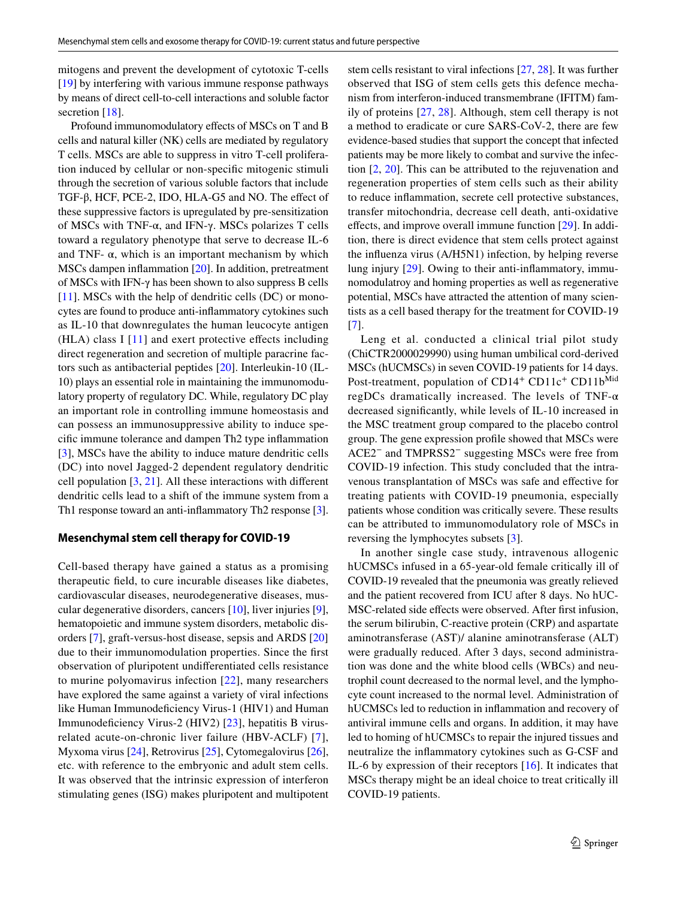mitogens and prevent the development of cytotoxic T-cells [19] by interfering with various immune response pathways by means of direct cell-to-cell interactions and soluble factor secretion [18].

Profound immunomodulatory effects of MSCs on T and B cells and natural killer (NK) cells are mediated by regulatory T cells. MSCs are able to suppress in vitro T-cell proliferation induced by cellular or non-specific mitogenic stimuli through the secretion of various soluble factors that include TGF-β, HCF, PCE-2, IDO, HLA-G5 and NO. The effect of these suppressive factors is upregulated by pre-sensitization of MSCs with TNF-α, and IFN-γ. MSCs polarizes T cells toward a regulatory phenotype that serve to decrease IL-6 and TNF- α, which is an important mechanism by which MSCs dampen inflammation [20]. In addition, pretreatment of MSCs with IFN-γ has been shown to also suppress B cells [11]. MSCs with the help of dendritic cells (DC) or monocytes are found to produce anti-inflammatory cytokines such as IL-10 that downregulates the human leucocyte antigen (HLA) class I [11] and exert protective effects including direct regeneration and secretion of multiple paracrine factors such as antibacterial peptides [20]. Interleukin-10 (IL-10) plays an essential role in maintaining the immunomodulatory property of regulatory DC. While, regulatory DC play an important role in controlling immune homeostasis and can possess an immunosuppressive ability to induce specific immune tolerance and dampen Th2 type inflammation [3], MSCs have the ability to induce mature dendritic cells (DC) into novel Jagged-2 dependent regulatory dendritic cell population [3, 21]. All these interactions with different dendritic cells lead to a shift of the immune system from a Th1 response toward an anti-inflammatory Th2 response [3].

### Mesenchymal stem cell therapy for COVID-19

Cell-based therapy have gained a status as a promising therapeutic field, to cure incurable diseases like diabetes, cardiovascular diseases, neurodegenerative diseases, muscular degenerative disorders, cancers [10], liver injuries [9], hematopoietic and immune system disorders, metabolic disorders [7], graft-versus-host disease, sepsis and ARDS [20] due to their immunomodulation properties. Since the first observation of pluripotent undifferentiated cells resistance to murine polyomavirus infection [22], many researchers have explored the same against a variety of viral infections like Human Immunodeficiency Virus-1 (HIV1) and Human Immunodeficiency Virus-2 (HIV2) [23], hepatitis B virus-related acute-on-chronic liver failure (HBV-ACLF) [7], Myxoma virus [24], Retrovirus [25], Cytomegalovirus [26], etc. with reference to the embryonic and adult stem cells. It was observed that the intrinsic expression of interferon stimulating genes (ISG) makes pluripotent and multipotent stem cells resistant to viral infections [27, 28]. It was further observed that ISG of stem cells gets this defence mechanism from interferon-induced transmembrane (IFITM) family of proteins [27, 28]. Although, stem cell therapy is not a method to eradicate or cure SARS-CoV-2, there are few evidence-based studies that support the concept that infected patients may be more likely to combat and survive the infection [2, 20]. This can be attributed to the rejuvenation and regeneration properties of stem cells such as their ability to reduce inflammation, secrete cell protective substances, transfer mitochondria, decrease cell death, anti-oxidative effects, and improve overall immune function [29]. In addition, there is direct evidence that stem cells protect against the influenza virus (A/H5N1) infection, by helping reverse lung injury [29]. Owing to their anti-inflammatory, immunomodulatroy and homing properties as well as regenerative potential, MSCs have attracted the attention of many scientists as a cell based therapy for the treatment for COVID-19 [7].

Leng et al. conducted a clinical trial pilot study (ChiCTR2000029990) using human umbilical cord-derived MSCs (hUCMSCs) in seven COVID-19 patients for 14 days. Post-treatment, population of $CD14^{+}$ $CD11c^{+}$ $CD11b^{Mid}$ regDCs dramatically increased. The levels of TNF-α decreased significantly, while levels of IL-10 increased in the MSC treatment group compared to the placebo control group. The gene expression profile showed that MSCs were $ACE2^{-}$ and $TMPRSS2^{-}$ suggesting MSCs were free from COVID-19 infection. This study concluded that the intravenous transplantation of MSCs was safe and effective for treating patients with COVID-19 pneumonia, especially patients whose condition was critically severe. These results can be attributed to immunomodulatory role of MSCs in reversing the lymphocytes subsets [3].

In another single case study, intravenous allogenic hUCMSCs infused in a 65-year-old female critically ill of COVID-19 revealed that the pneumonia was greatly relieved and the patient recovered from ICU after 8 days. No hUCMSC-related side effects were observed. After first infusion, the serum bilirubin, C-reactive protein (CRP) and aspartate aminotransferase (AST)/ alanine aminotransferase (ALT) were gradually reduced. After 3 days, second administration was done and the white blood cells (WBCs) and neutrophil count decreased to the normal level, and the lymphocyte count increased to the normal level. Administration of hUCMSCs led to reduction in inflammation and recovery of antiviral immune cells and organs. In addition, it may have led to homing of hUCMSCs to repair the injured tissues and neutralize the inflammatory cytokines such as G-CSF and IL-6 by expression of their receptors [16]. It indicates that MSCs therapy might be an ideal choice to treat critically ill COVID-19 patients.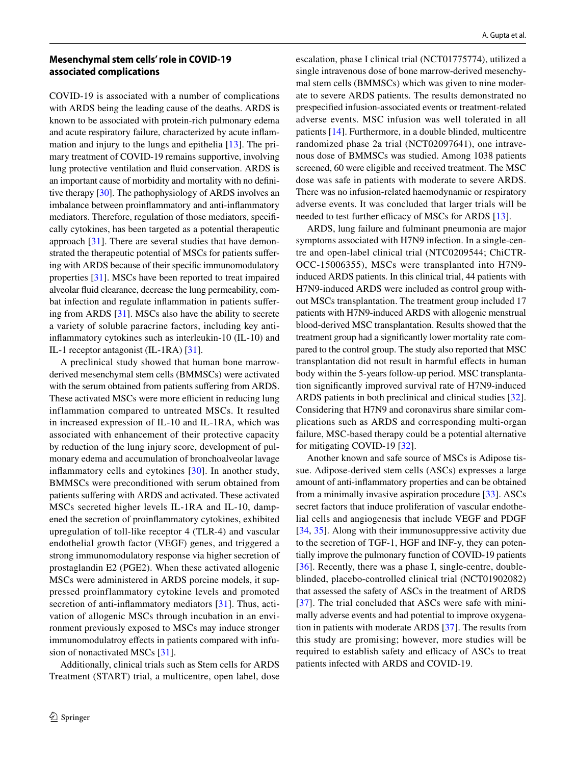## Mesenchymal stem cells' role in COVID-19 associated complications

COVID-19 is associated with a number of complications with ARDS being the leading cause of the deaths. ARDS is known to be associated with protein-rich pulmonary edema and acute respiratory failure, characterized by acute inflammation and injury to the lungs and epithelia [13]. The primary treatment of COVID-19 remains supportive, involving lung protective ventilation and fluid conservation. ARDS is an important cause of morbidity and mortality with no definitive therapy [30]. The pathophysiology of ARDS involves an imbalance between proinflammatory and anti-inflammatory mediators. Therefore, regulation of those mediators, specifically cytokines, has been targeted as a potential therapeutic approach [31]. There are several studies that have demonstrated the therapeutic potential of MSCs for patients suffering with ARDS because of their specific immunomodulatory properties [31]. MSCs have been reported to treat impaired alveolar fluid clearance, decrease the lung permeability, combat infection and regulate inflammation in patients suffering from ARDS [31]. MSCs also have the ability to secrete a variety of soluble paracrine factors, including key anti-inflammatory cytokines such as interleukin-10 (IL-10) and IL-1 receptor antagonist (IL-1RA) [31].

A preclinical study showed that human bone marrow-derived mesenchymal stem cells (BMMSCs) were activated with the serum obtained from patients suffering from ARDS. These activated MSCs were more efficient in reducing lung inflammation compared to untreated MSCs. It resulted in increased expression of IL-10 and IL-1RA, which was associated with enhancement of their protective capacity by reduction of the lung injury score, development of pulmonary edema and accumulation of bronchoalveolar lavage inflammatory cells and cytokines [30]. In another study, BMMSCs were preconditioned with serum obtained from patients suffering with ARDS and activated. These activated MSCs secreted higher levels IL-1RA and IL-10, dampened the secretion of proinflammatory cytokines, exhibited upregulation of toll-like receptor 4 (TLR-4) and vascular endothelial growth factor (VEGF) genes, and triggered a strong immunomodulatory response via higher secretion of prostaglandin E2 (PGE2). When these activated allogenic MSCs were administered in ARDS porcine models, it suppressed proinflammatory cytokine levels and promoted secretion of anti-inflammatory mediators [31]. Thus, activation of allogenic MSCs through incubation in an environment previously exposed to MSCs may induce stronger immunomodulatroy effects in patients compared with infusion of nonactivated MSCs [31].

Additionally, clinical trials such as Stem cells for ARDS Treatment (START) trial, a multicentre, open label, dose escalation, phase I clinical trial (NCT01775774), utilized a single intravenous dose of bone marrow-derived mesenchymal stem cells (BMMSCs) which was given to nine moderate to severe ARDS patients. The results demonstrated no prespecified infusion-associated events or treatment-related adverse events. MSC infusion was well tolerated in all patients [14]. Furthermore, in a double blinded, multicentre randomized phase 2a trial (NCT02097641), one intravenous dose of BMMSCs was studied. Among 1038 patients screened, 60 were eligible and received treatment. The MSC dose was safe in patients with moderate to severe ARDS. There was no infusion-related haemodynamic or respiratory adverse events. It was concluded that larger trials will be needed to test further efficacy of MSCs for ARDS [13].

ARDS, lung failure and fulminant pneumonia are major symptoms associated with H7N9 infection. In a single-centre and open-label clinical trial (NTC0209544; ChiCTR-OCC-15006355), MSCs were transplanted into H7N9-induced ARDS patients. In this clinical trial, 44 patients with H7N9-induced ARDS were included as control group without MSCs transplantation. The treatment group included 17 patients with H7N9-induced ARDS with allogenic menstrual blood-derived MSC transplantation. Results showed that the treatment group had a significantly lower mortality rate compared to the control group. The study also reported that MSC transplantation did not result in harmful effects in human body within the 5-years follow-up period. MSC transplantation significantly improved survival rate of H7N9-induced ARDS patients in both preclinical and clinical studies [32]. Considering that H7N9 and coronavirus share similar complications such as ARDS and corresponding multi-organ failure, MSC-based therapy could be a potential alternative for mitigating COVID-19 [32].

Another known and safe source of MSCs is Adipose tissue. Adipose-derived stem cells (ASCs) expresses a large amount of anti-inflammatory properties and can be obtained from a minimally invasive aspiration procedure [33]. ASCs secret factors that induce proliferation of vascular endothelial cells and angiogenesis that include VEGF and PDGF [34, 35]. Along with their immunosuppressive activity due to the secretion of TGF-1, HGF and INF-γ, they can potentially improve the pulmonary function of COVID-19 patients [36]. Recently, there was a phase I, single-centre, double-blinded, placebo-controlled clinical trial (NCT01902082) that assessed the safety of ASCs in the treatment of ARDS [37]. The trial concluded that ASCs were safe with minimally adverse events and had potential to improve oxygenation in patients with moderate ARDS [37]. The results from this study are promising; however, more studies will be required to establish safety and efficacy of ASCs to treat patients infected with ARDS and COVID-19.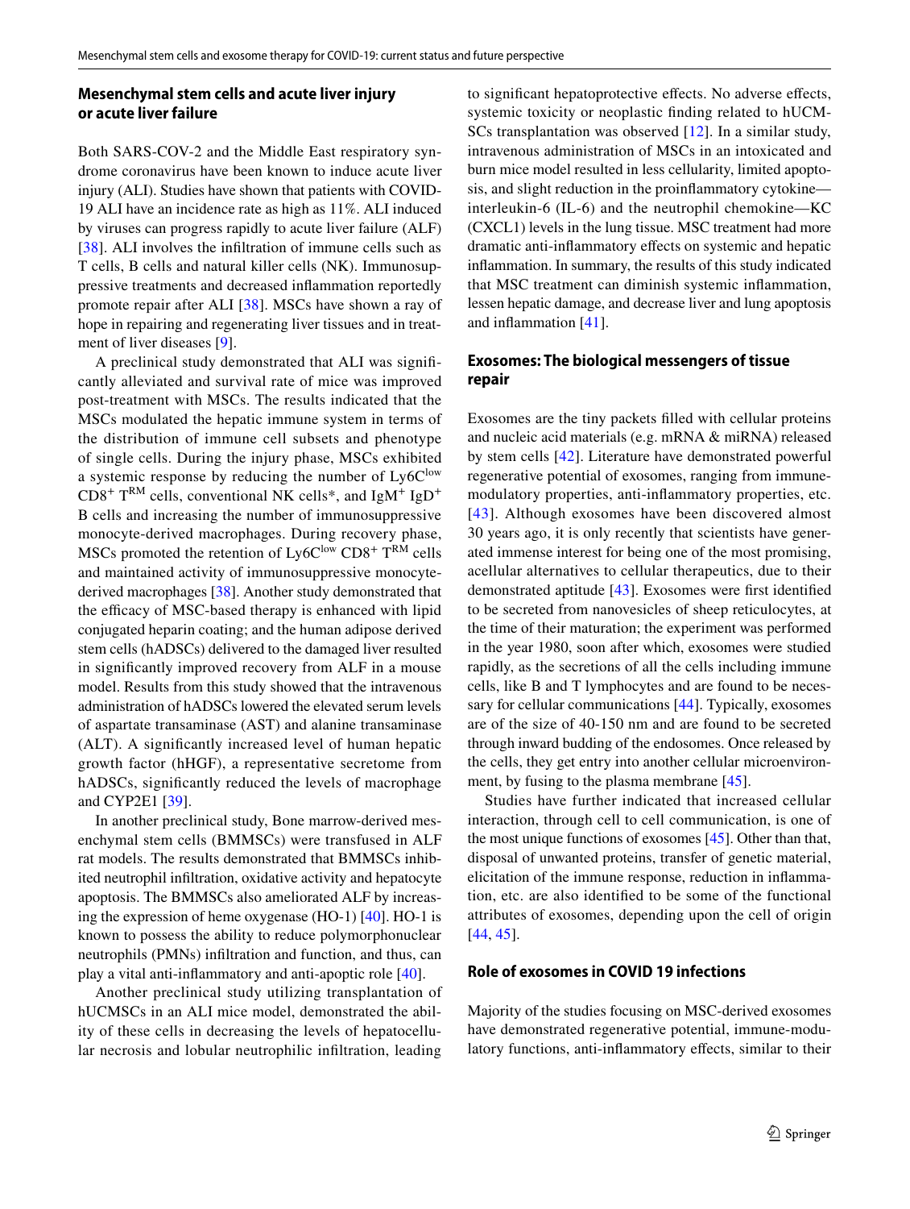## Mesenchymal stem cells and acute liver injury or acute liver failure

Both SARS-COV-2 and the Middle East respiratory syndrome coronavirus have been known to induce acute liver injury (ALI). Studies have shown that patients with COVID-19 ALI have an incidence rate as high as 11%. ALI induced by viruses can progress rapidly to acute liver failure (ALF) [38]. ALI involves the infiltration of immune cells such as T cells, B cells and natural killer cells (NK). Immunosuppressive treatments and decreased inflammation reportedly promote repair after ALI [38]. MSCs have shown a ray of hope in repairing and regenerating liver tissues and in treatment of liver diseases [9].

A preclinical study demonstrated that ALI was significantly alleviated and survival rate of mice was improved post-treatment with MSCs. The results indicated that the MSCs modulated the hepatic immune system in terms of the distribution of immune cell subsets and phenotype of single cells. During the injury phase, MSCs exhibited a systemic response by reducing the number of $Ly6C^{low}$ $CD8^{+}$ $T^{RM}$ cells, conventional NK cells*, and $IgM^{+}$ $IgD^{+}$ B cells and increasing the number of immunosuppressive monocyte-derived macrophages. During recovery phase, MSCs promoted the retention of $Ly6C^{low}$ $CD8^{+}$ $T^{RM}$ cells and maintained activity of immunosuppressive monocyte-derived macrophages [38]. Another study demonstrated that the efficacy of MSC-based therapy is enhanced with lipid conjugated heparin coating; and the human adipose derived stem cells (hADSCs) delivered to the damaged liver resulted in significantly improved recovery from ALF in a mouse model. Results from this study showed that the intravenous administration of hADSCs lowered the elevated serum levels of aspartate transaminase (AST) and alanine transaminase (ALT). A significantly increased level of human hepatic growth factor (hHGF), a representative secretome from hADSCs, significantly reduced the levels of macrophage and CYP2E1 [39].

In another preclinical study, Bone marrow-derived mesenchymal stem cells (BMMSCs) were transfused in ALF rat models. The results demonstrated that BMMSCs inhibited neutrophil infiltration, oxidative activity and hepatocyte apoptosis. The BMMSCs also ameliorated ALF by increasing the expression of heme oxygenase (HO-1) [40]. HO-1 is known to possess the ability to reduce polymorphonuclear neutrophils (PMNs) infiltration and function, and thus, can play a vital anti-inflammatory and anti-apoptic role [40].

Another preclinical study utilizing transplantation of hUCMSCs in an ALI mice model, demonstrated the ability of these cells in decreasing the levels of hepatocellular necrosis and lobular neutrophilic infiltration, leading to significant hepatoprotective effects. No adverse effects, systemic toxicity or neoplastic finding related to hUCMSCs transplantation was observed [12]. In a similar study, intravenous administration of MSCs in an intoxicated and burn mice model resulted in less cellularity, limited apoptosis, and slight reduction in the proinflammatory cytokine—interleukin-6 (IL-6) and the neutrophil chemokine—KC (CXCL1) levels in the lung tissue. MSC treatment had more dramatic anti-inflammatory effects on systemic and hepatic inflammation. In summary, the results of this study indicated that MSC treatment can diminish systemic inflammation, lessen hepatic damage, and decrease liver and lung apoptosis and inflammation [41].

## Exosomes: The biological messengers of tissue repair

Exosomes are the tiny packets filled with cellular proteins and nucleic acid materials (e.g. mRNA & miRNA) released by stem cells [42]. Literature have demonstrated powerful regenerative potential of exosomes, ranging from immune-modulatory properties, anti-inflammatory properties, etc. [43]. Although exosomes have been discovered almost 30 years ago, it is only recently that scientists have generated immense interest for being one of the most promising, acellular alternatives to cellular therapeutics, due to their demonstrated aptitude [43]. Exosomes were first identified to be secreted from nanovesicles of sheep reticulocytes, at the time of their maturation; the experiment was performed in the year 1980, soon after which, exosomes were studied rapidly, as the secretions of all the cells including immune cells, like B and T lymphocytes and are found to be necessary for cellular communications [44]. Typically, exosomes are of the size of 40-150 nm and are found to be secreted through inward budding of the endosomes. Once released by the cells, they get entry into another cellular microenvironment, by fusing to the plasma membrane [45].

Studies have further indicated that increased cellular interaction, through cell to cell communication, is one of the most unique functions of exosomes [45]. Other than that, disposal of unwanted proteins, transfer of genetic material, elicitation of the immune response, reduction in inflammation, etc. are also identified to be some of the functional attributes of exosomes, depending upon the cell of origin [44, 45].

## Role of exosomes in COVID 19 infections

Majority of the studies focusing on MSC-derived exosomes have demonstrated regenerative potential, immune-modulatory functions, anti-inflammatory effects, similar to their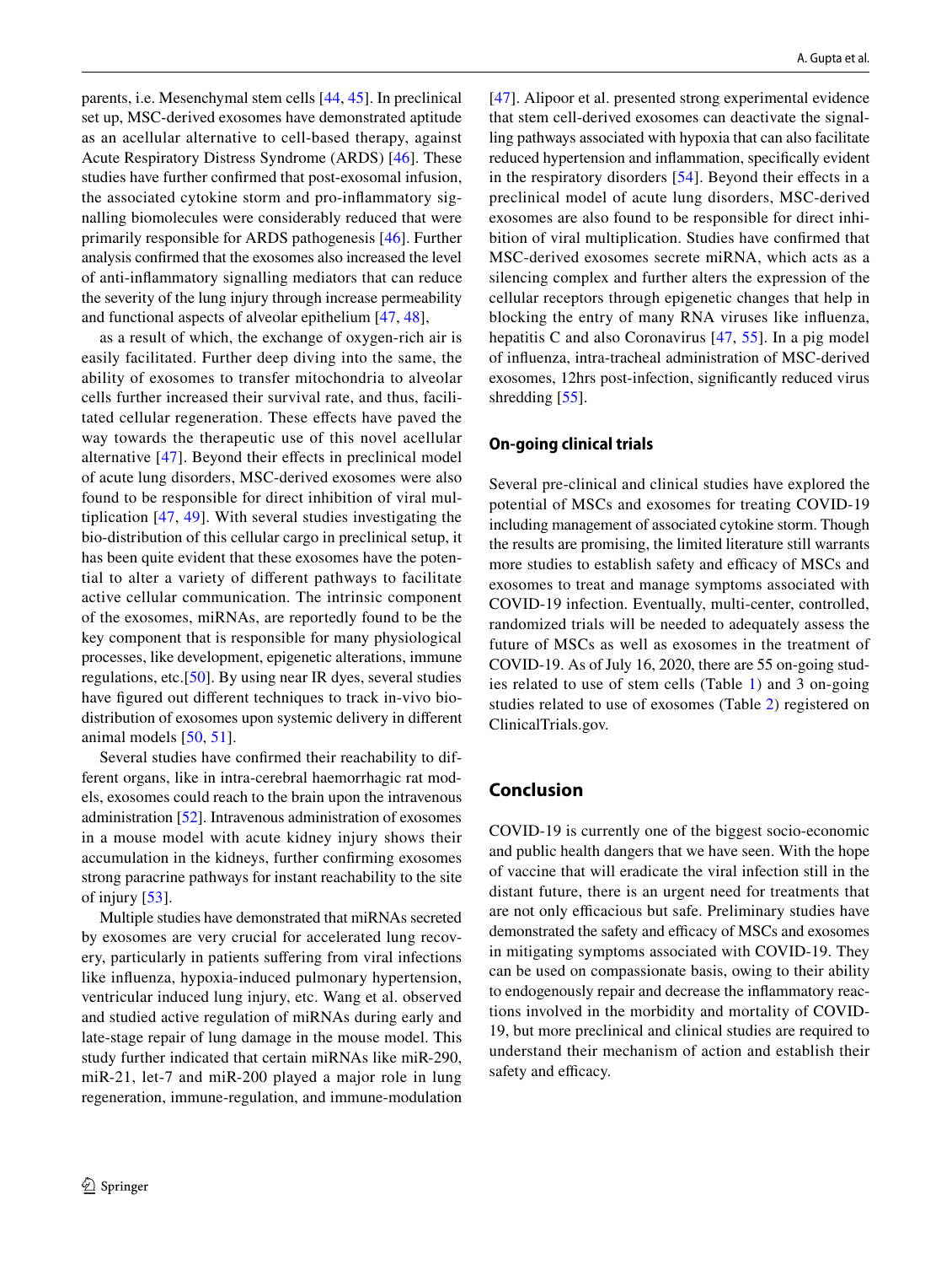parents, i.e. Mesenchymal stem cells [44, 45]. In preclinical set up, MSC-derived exosomes have demonstrated aptitude as an acellular alternative to cell-based therapy, against Acute Respiratory Distress Syndrome (ARDS) [46]. These studies have further confirmed that post-exosomal infusion, the associated cytokine storm and pro-inflammatory signalling biomolecules were considerably reduced that were primarily responsible for ARDS pathogenesis [46]. Further analysis confirmed that the exosomes also increased the level of anti-inflammatory signalling mediators that can reduce the severity of the lung injury through increase permeability and functional aspects of alveolar epithelium [47, 48],

as a result of which, the exchange of oxygen-rich air is easily facilitated. Further deep diving into the same, the ability of exosomes to transfer mitochondria to alveolar cells further increased their survival rate, and thus, facilitated cellular regeneration. These effects have paved the way towards the therapeutic use of this novel acellular alternative [47]. Beyond their effects in preclinical model of acute lung disorders, MSC-derived exosomes were also found to be responsible for direct inhibition of viral multiplication [47, 49]. With several studies investigating the bio-distribution of this cellular cargo in preclinical setup, it has been quite evident that these exosomes have the potential to alter a variety of different pathways to facilitate active cellular communication. The intrinsic component of the exosomes, miRNAs, are reportedly found to be the key component that is responsible for many physiological processes, like development, epigenetic alterations, immune regulations, etc.[50]. By using near IR dyes, several studies have figured out different techniques to track in-vivo biodistribution of exosomes upon systemic delivery in different animal models [50, 51].

Several studies have confirmed their reachability to different organs, like in intra-cerebral haemorrhagic rat models, exosomes could reach to the brain upon the intravenous administration [52]. Intravenous administration of exosomes in a mouse model with acute kidney injury shows their accumulation in the kidneys, further confirming exosomes strong paracrine pathways for instant reachability to the site of injury [53].

Multiple studies have demonstrated that miRNAs secreted by exosomes are very crucial for accelerated lung recovery, particularly in patients suffering from viral infections like influenza, hypoxia-induced pulmonary hypertension, ventricular induced lung injury, etc. Wang et al. observed and studied active regulation of miRNAs during early and late-stage repair of lung damage in the mouse model. This study further indicated that certain miRNAs like miR-290, miR-21, let-7 and miR-200 played a major role in lung regeneration, immune-regulation, and immune-modulation [47]. Alipoor et al. presented strong experimental evidence that stem cell-derived exosomes can deactivate the signalling pathways associated with hypoxia that can also facilitate reduced hypertension and inflammation, specifically evident in the respiratory disorders [54]. Beyond their effects in a preclinical model of acute lung disorders, MSC-derived exosomes are also found to be responsible for direct inhibition of viral multiplication. Studies have confirmed that MSC-derived exosomes secrete miRNA, which acts as a silencing complex and further alters the expression of the cellular receptors through epigenetic changes that help in blocking the entry of many RNA viruses like influenza, hepatitis C and also Coronavirus [47, 55]. In a pig model of influenza, intra-tracheal administration of MSC-derived exosomes, 12hrs post-infection, significantly reduced virus shredding [55].

### On-going clinical trials

Several pre-clinical and clinical studies have explored the potential of MSCs and exosomes for treating COVID-19 including management of associated cytokine storm. Though the results are promising, the limited literature still warrants more studies to establish safety and efficacy of MSCs and exosomes to treat and manage symptoms associated with COVID-19 infection. Eventually, multi-center, controlled, randomized trials will be needed to adequately assess the future of MSCs as well as exosomes in the treatment of COVID-19. As of July 16, 2020, there are 55 on-going studies related to use of stem cells (Table 1) and 3 on-going studies related to use of exosomes (Table 2) registered on ClinicalTrials.gov.

## Conclusion

COVID-19 is currently one of the biggest socio-economic and public health dangers that we have seen. With the hope of vaccine that will eradicate the viral infection still in the distant future, there is an urgent need for treatments that are not only efficacious but safe. Preliminary studies have demonstrated the safety and efficacy of MSCs and exosomes in mitigating symptoms associated with COVID-19. They can be used on compassionate basis, owing to their ability to endogenously repair and decrease the inflammatory reactions involved in the morbidity and mortality of COVID-19, but more preclinical and clinical studies are required to understand their mechanism of action and establish their safety and efficacy.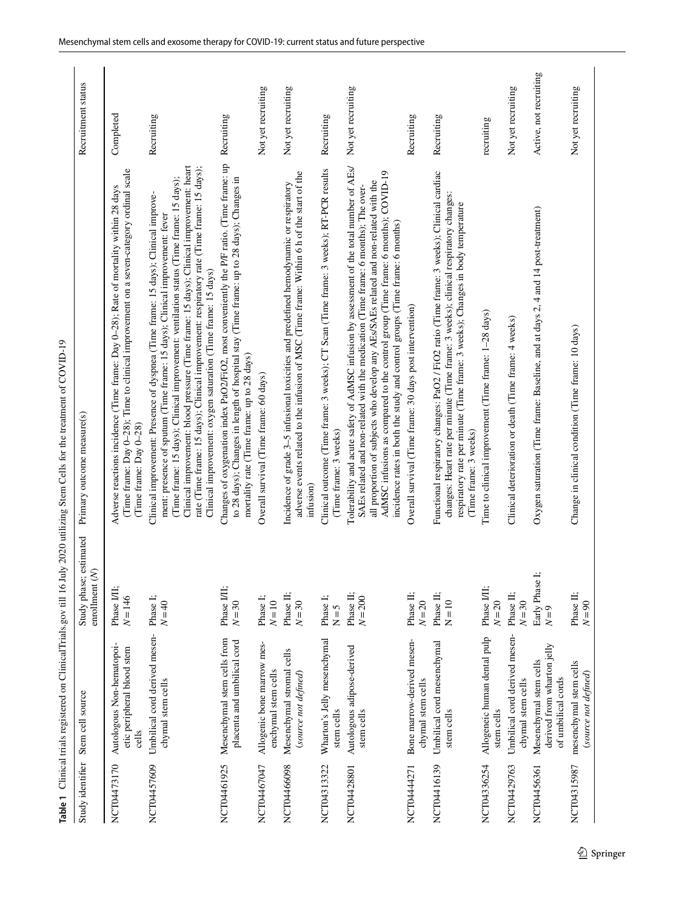**Table 1** Clinical trials registered on ClinicalTrials.gov till 16 July 2020 utilizing Stem Cells for the treatment of COVID-19

| Study identifier | Stem cell source | Study phase; estimated enrollment (N) | Primary outcome measure(s) | Recruitment status |
|---|---|---|---|---|
| NCT04473170 | Autologous Non-hematopoietic peripheral blood stem cells | Phase I/II; N = 146 | Adverse reactions incidence (Time frame: Day 0–28); Rate of mortality within 28 days (Time frame: Day 0–28); Time to clinical improvement on a seven-category ordinal scale (Time frame: Day 0–28) | Completed |
| NCT04457609 | Umbilical cord derived mesenchymal stem cells | Phase I; N = 40 | Clinical improvement: Presence of dyspnea (Time frame: 15 days); Clinical improvement: presence of sputum (Time frame: 15 days); Clinical improvement: fever (Time frame: 15 days); Clinical improvement: ventilation status (Time frame: 15 days); Clinical improvement: blood pressure (Time frame: 15 days); Clinical improvement: heart rate (Time frame: 15 days); Clinical improvement: respiratory rate (Time frame: 15 days); Clinical improvement: oxygen saturation (Time frame: 15 days) | Recruiting |
| NCT04461925 | Mesenchymal stem cells from placenta and umbilical cord | Phase I/II; N = 30 | Changes of oxygenation index PaO2/FiO2, most conveniently the P/F ratio. (Time frame: up to 28 days); Changes in length of hospital stay (Time frame: up to 28 days); Changes in mortality rate (Time frame: up to 28 days) | Recruiting |
| NCT04467047 | Allogenic bone marrow mesenchymal stem cells | Phase I; N = 10 | Overall survival (Time frame: 60 days) | Not yet recruiting |
| NCT04466098 | Mesenchymal stromal cells (*source not defined*) | Phase II; N = 30 | Incidence of grade 3–5 infusional toxicities and predefined hemodynamic or respiratory adverse events related to the infusion of MSC (Time frame: Within 6 h of the start of the infusion) | Not yet recruiting |
| NCT04313322 | Wharton's Jelly mesenchymal stem cells | Phase I; N = 5 | Clinical outcome (Time frame: 3 weeks); CT Scan (Time frame: 3 weeks); RT-PCR results (Time frame: 3 weeks) | Recruiting |
| NCT04428801 | Autologous adipose-derived stem cells | Phase II; N = 200 | Tolerability and acute safety of AdMSC infusion by assessment of the total number of AEs/SAEs related and non-related with the medication (Time frame: 6 months); The overall proportion of subjects who develop any AEs/SAEs related and non-related with the AdMSC infusions as compared to the control group (Time frame: 6 months); COVID-19 incidence rates in both the study and control groups (Time frame: 6 months) | Not yet recruiting |
| NCT04444271 | Bone marrow-derived mesenchymal stem cells | Phase II; N = 20 | Overall survival (Time frame: 30 days post intervention) | Recruiting |
| NCT04416139 | Umbilical cord mesenchymal stem cells | Phase II; N = 10 | Functional respiratory changes: PaO2 / FiO2 ratio (Time frame: 3 weeks); Clinical cardiac changes: Heart rate per minute (Time frame: 3 weeks); clinical respiratory changes: respiratory rate per minute (Time frame: 3 weeks); Changes in body temperature (Time frame: 3 weeks) | Recruiting |
| NCT04336254 | Allogeneic human dental pulp stem cells | Phase I/II; N = 20 | Time to clinical improvement (Time frame: 1–28 days) | recruiting |
| NCT04429763 | Umbilical cord derived mesenchymal stem cells | Phase II; N = 30 | Clinical deterioration or death (Time frame: 4 weeks) | Not yet recruiting |
| NCT04456361 | Mesenchymal stem cells derived from wharton jelly of umbilical cords | Early Phase I; N = 9 | Oxygen saturation (Time frame: Baseline, and at days 2, 4 and 14 post-treatment) | Active, not recruiting |
| NCT04315987 | mesenchymal stem cells (*source not defined*) | Phase II; N = 90 | Change in clinical condition (Time frame: 10 days) | Not yet recruiting |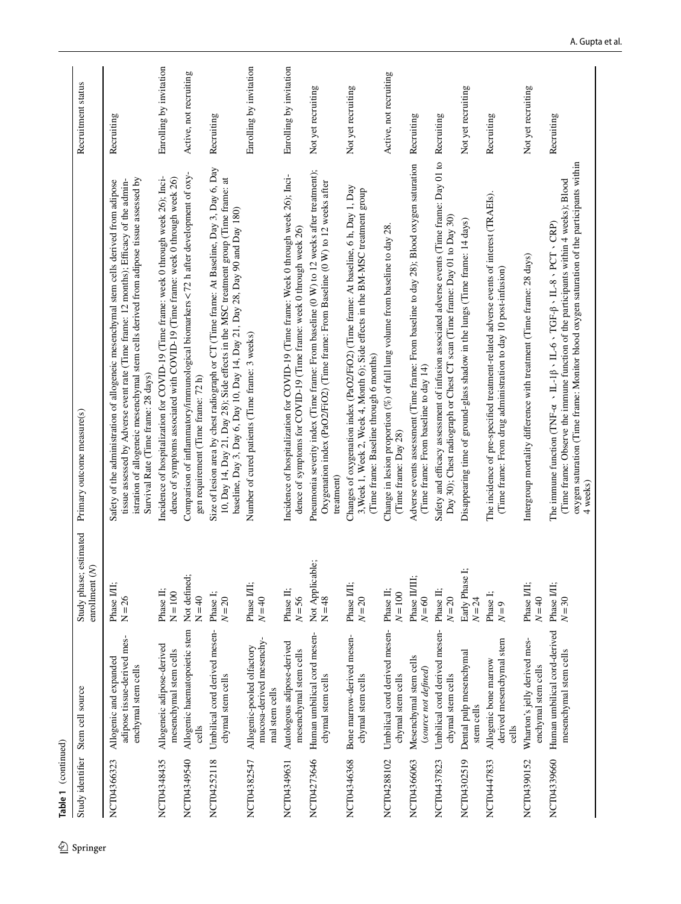**Table 1** (continued)

| Study identifier | Stem cell source | Study phase; estimated enrollment (*N*) | Primary outcome measure(s) | Recruitment status |
|---|---|---|---|---|
| NCT04366323 | Allogenic and expanded adipose tissue-derived mesenchymal stem cells | Phase I/II; N = 26 | Safety of the administration of allogeneic mesenchymal stem cells derived from adipose tissue assessed by Adverse event rate (Time frame: 12 months); Efficacy of the administration of allogeneic mesenchymal stem cells derived from adipose tissue assessed by Survival Rate (Time frame: 28 days) | Recruiting |
| NCT04348435 | Allogeneic adipose-derived mesenchymal stem cells | Phase II; N = 100 | Incidence of hospitalization for COVID-19 (Time frame: week 0 through week 26); Incidence of symptoms associated with COVID-19 (Time frame: week 0 through week 26) | Enrolling by invitation |
| NCT04349540 | Allogenic haematopoietic stem cells | Not defined; N = 40 | Comparison of inflammatory/immunological biomarkers <72 h after development of oxygen requirement (Time frame: 72 h) | Active, not recruiting |
| NCT04252118 | Umbilical cord derived mesenchymal stem cells | Phase I; *N* = 20 | Size of lesion area by chest radiograph or CT (Time frame: At Baseline, Day 3, Day 6, Day 10, Day 14, Day 21, Day 28); Side effects in the MSC treatment group (Time frame: at baseline, Day 3, Day 6, Day 10, Day 14, Day 21, Day 28, Day 90 and Day 180) | Recruiting |
| NCT04382547 | Allogenic-pooled olfactory mucosa-derived mesenchymal stem cells | Phase I/II; *N* = 40 | Number of cured patients (Time frame: 3 weeks) | Enrolling by invitation |
| NCT04349631 | Autologous adipose-derived mesenchymal stem cells | Phase II; *N* = 56 | Incidence of hospitalization for COVID-19 (Time frame: Week 0 through week 26); Incidence of symptoms for COVID-19 (Time frame: week 0 through week 26) | Enrolling by invitation |
| NCT04273646 | Human umbilical cord mesenchymal stem cells | Not Applicable; N = 48 | Pneumonia severity index (Time frame: From baseline (0 W) to 12 weeks after treatment); Oxygenation index (PaO2/FiO2) (Time frame: From Baseline (0 W) to 12 weeks after treatment) | Not yet recruiting |
| NCT04346368 | Bone marrow-derived mesenchymal stem cells | Phase I/II; *N* = 20 | Changes of oxygenation index (PaO2/FiO2) (Time frame: At baseline, 6 h, Day 1, Day 3,Week 1, Week 2, Week 4, Month 6); Side effects in the BM-MSC treatment group (Time frame: Baseline through 6 months) | Not yet recruiting |
| NCT04288102 | Umbilical cord derived mesenchymal stem cells | Phase II; *N* = 100 | Change in lesion proportion (%) of full lung volume from baseline to day 28. (Time frame: Day 28) | Active, not recruiting |
| NCT04366063 | Mesenchymal stem cells (*source not defined*) | Phase II/III; *N* = 60 | Adverse events assessment (Time frame: From baseline to day 28); Blood oxygen saturation (Time frame: From baseline to day 14) | Recruiting |
| NCT04437823 | Umbilical cord derived mesenchymal stem cells | Phase II; *N* = 20 | Safety and efficacy assessment of infusion associated adverse events (Time frame: Day 01 to Day 30); Chest radiograph or Chest CT scan (Time frame: Day 01 to Day 30) | Recruiting |
| NCT04302519 | Dental pulp mesenchymal stem cells | Early Phase I; *N* = 24 | Disappearing time of ground-glass shadow in the lungs (Time frame: 14 days) | Not yet recruiting |
| NCT04447833 | Allogenic bone marrow derived mesenchymal stem cells | Phase I; *N* = 9 | The incidence of pre-specified treatment-related adverse events of interest (TRAEIs). (Time frame: From drug administration to day 10 post-infusion) | Recruiting |
| NCT04390152 | Wharton's jelly derived mesenchymal stem cells | Phase I/II; *N* = 40 | Intergroup mortality difference with treatment (Time frame: 28 days) | Not yet recruiting |
| NCT04339660 | Human umbilical cord-derived mesenchymal stem cells | Phase I/II; *N* = 30 | The immune function (TNF-α 、IL-1β 、IL-6 、TGF-β 、IL-8 、PCT 、CRP) (Time frame: Observe the immune function of the participants within 4 weeks); Blood oxygen saturation (Time frame: Monitor blood oxygen saturation of the participants within 4 weeks) | Recruiting |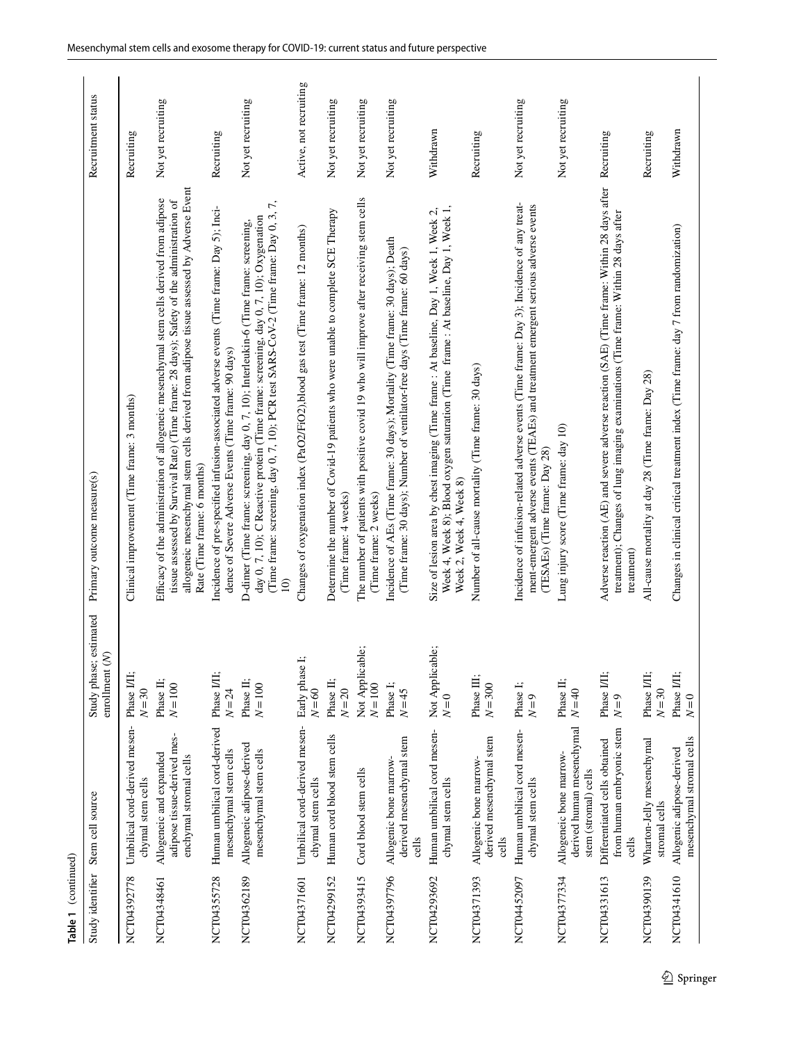**Table 1** (continued)

| Study identifier | Stem cell source | Study phase; estimated enrollment (N) | Primary outcome measure(s) | Recruitment status |
|---|---|---|---|---|
| NCT04392778 | Umbilical cord-derived mesenchymal stem cells | Phase I/II; N = 30 | Clinical improvement (Time frame: 3 months) | Recruiting |
| NCT04348461 | Allogeneic and expanded adipose tissue-derived mesenchymal stromal cells | Phase II; N = 100 | Efficacy of the administration of allogeneic mesenchymal stem cells derived from adipose tissue assessed by Survival Rate) (Time frame: 28 days); Safety of the administration of allogeneic mesenchymal stem cells derived from adipose tissue assessed by Adverse Event Rate (Time frame: 6 months) | Not yet recruiting |
| NCT04355728 | Human umbilical cord-derived mesenchymal stem cells | Phase I/II; N = 24 | Incidence of pre-specified infusion-associated adverse events (Time frame: Day 5); Incidence of Severe Adverse Events (Time frame: 90 days) | Recruiting |
| NCT04362189 | Allogeneic adipose-derived mesenchymal stem cells | Phase II; N = 100 | D-dimer (Time frame: screening, day 0, 7, 10); Interleukin-6 (Time frame: screening, day 0, 7, 10); C Reactive protein (Time frame: screening, day 0, 7, 10); Oxygenation (Time frame: screening, day 0, 7, 10); PCR test SARS-CoV-2 (Time frame: Day 0, 3, 7, 10) | Not yet recruiting |
| NCT04371601 | Umbilical cord-derived mesenchymal stem cells | Early phase I; N = 60 | Changes of oxygenation index (PaO2/FiO2),blood gas test (Time frame: 12 months) | Active, not recruiting |
| NCT04299152 | Human cord blood stem cells | Phase II; N = 20 | Determine the number of Covid-19 patients who were unable to complete SCE Therapy (Time frame: 4 weeks) | Not yet recruiting |
| NCT04393415 | Cord blood stem cells | Not Applicable; N = 100 | The number of patients with positive covid 19 who will improve after receiving stem cells (Time frame: 2 weeks) | Not yet recruiting |
| NCT04397796 | Allogenic bone marrow-derived mesenchymal stem cells | Phase I; N = 45 | Incidence of AEs (Time frame: 30 days); Mortality (Time frame: 30 days); Death (Time frame: 30 days); Number of ventilator-free days (Time frame: 60 days) | Not yet recruiting |
| NCT04293692 | Human umbilical cord mesenchymal stem cells | Not Applicable; N = 0 | Size of lesion area by chest imaging (Time frame : At baseline, Day 1, Week 1, Week 2, Week 4, Week 8); Blood oxygen saturation (Time frame : At baseline, Day 1, Week 1, Week 2, Week 4, Week 8) | Withdrawn |
| NCT04371393 | Allogenic bone marrow-derived mesenchymal stem cells | Phase III; N = 300 | Number of all-cause mortality (Time frame: 30 days) | Recruiting |
| NCT04452097 | Human umbilical cord mesenchymal stem cells | Phase I; N = 9 | Incidence of infusion-related adverse events (Time frame: Day 3); Incidence of any treatment-emergent adverse events (TEAEs) and treatment emergent serious adverse events (TESAEs) (Time frame: Day 28) | Not yet recruiting |
| NCT04377334 | Allogeneic bone marrow-derived human mesenchymal stem (stromal) cells | Phase II; N = 40 | Lung injury score (Time frame: day 10) | Not yet recruiting |
| NCT04331613 | Differentiated cells obtained from human embryonic stem cells | Phase I/II; N = 9 | Adverse reaction (AE) and severe adverse reaction (SAE) (Time frame: Within 28 days after treatment); Changes of lung imaging examinations (Time frame: Within 28 days after treatment) | Recruiting |
| NCT04390139 | Wharton-Jelly mesenchymal stromal cells | Phase I/II; N = 30 | All-cause mortality at day 28 (Time frame: Day 28) | Recruiting |
| NCT04341610 | Allogeneic adipose-derived mesenchymal stromal cells | Phase I/II; N = 0 | Changes in clinical critical treatment index (Time frame: day 7 from randomization) | Withdrawn |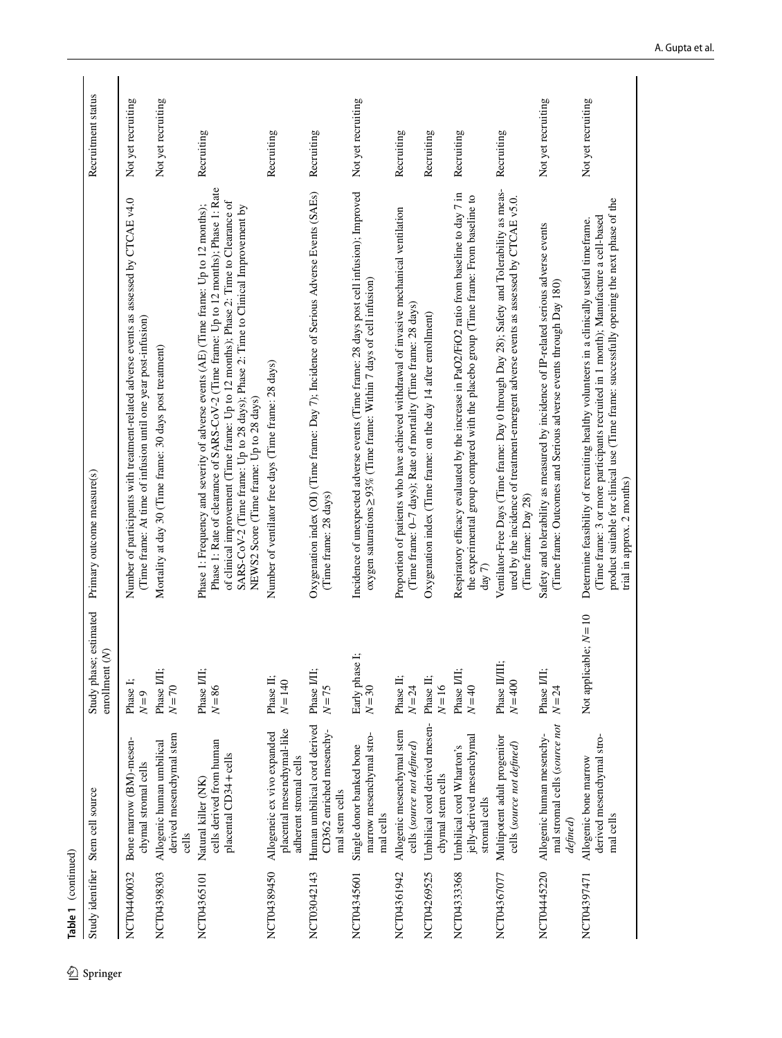**Table 1** (continued)

| Study identifier | Stem cell source | Study phase; estimated enrollment (*N*) | Primary outcome measure(s) | Recruitment status |
|---|---|---|---|---|
| NCT04400032 | Bone marrow (BM)-mesenchymal stromal cells | Phase I; *N* = 9 | Number of participants with treatment-related adverse events as assessed by CTCAE v4.0 (Time frame: At time of infusion until one year post-infusion) | Not yet recruiting |
| NCT04398303 | Allogenic human umbilical derived mesenchymal stem cells | Phase I/II; *N* = 70 | Mortality at day 30 (Time frame: 30 days post treatment) | Not yet recruiting |
| NCT04365101 | Natural killer (NK) cells derived from human placental CD34+cells | Phase I/II; *N* = 86 | Phase 1: Frequency and severity of adverse events (AE) (Time frame: Up to 12 months); Phase 1: Rate of clearance of SARS-CoV-2 (Time frame: Up to 12 months); Phase 1: Rate of clinical improvement (Time frame: Up to 12 months); Phase 2: Time to Clearance of SARS-CoV-2 (Time frame: Up to 28 days); Phase 2: Time to Clinical Improvement by NEWS2 Score (Time frame: Up to 28 days) | Recruiting |
| NCT04389450 | Allogeneic ex vivo expanded placental mesenchymal-like adherent stromal cells | Phase II; *N* = 140 | Number of ventilator free days (Time frame: 28 days) | Recruiting |
| NCT03042143 | Human umbilical cord derived CD362 enriched mesenchymal stem cells | Phase I/II; *N* = 75 | Oxygenation index (OI) (Time frame: Day 7); Incidence of Serious Adverse Events (SAEs) (Time frame: 28 days) | Recruiting |
| NCT04345601 | Single donor banked bone marrow mesenchymal stromal cells | Early phase I; *N* = 30 | Incidence of unexpected adverse events (Time frame: 28 days post cell infusion); Improved oxygen saturations ≥ 93% (Time frame: Within 7 days of cell infusion) | Not yet recruiting |
| NCT04361942 | Allogenic mesenchymal stem cells (*source not defined*) | Phase II; *N* = 24 | Proportion of patients who have achieved withdrawal of invasive mechanical ventilation (Time frame: 0–7 days); Rate of mortality (Time frame: 28 days) | Recruiting |
| NCT04269525 | Umbilical cord derived mesenchymal stem cells | Phase II; *N* = 16 | Oxygenation index (Time frame: on the day 14 after enrollment) | Recruiting |
| NCT04333368 | Umbilical cord Wharton's jelly-derived mesenchymal stromal cells | Phase I/II; *N* = 40 | Respiratory efficacy evaluated by the increase in PaO2/FiO2 ratio from baseline to day 7 in the experimental group compared with the placebo group (Time frame: From baseline to day 7) | Recruiting |
| NCT04367077 | Multipotent adult progenitor cells (*source not defined*) | Phase II/III; *N* = 400 | Ventilator-Free Days (Time frame: Day 0 through Day 28); Safety and Tolerability as measured by the incidence of treatment-emergent adverse events as assessed by CTCAE v5.0. (Time frame: Day 28) | Recruiting |
| NCT04445220 | Allogenic human mesenchymal stromal cells (*source not defined*) | Phase I/II; *N* = 24 | Safety and tolerability as measured by incidence of IP-related serious adverse events (Time frame: Outcomes and Serious adverse events through Day 180) | Not yet recruiting |
| NCT04397471 | Allogenic bone marrow derived mesenchymal stromal cells | Not applicable; *N* = 10 | Determine feasibility of recruiting healthy volunteers in a clinically useful timeframe. (Time frame: 3 or more participants recruited in 1 month); Manufacture a cell-based product suitable for clinical use (Time frame: successfully opening the next phase of the trial in approx. 2 months) | Not yet recruiting |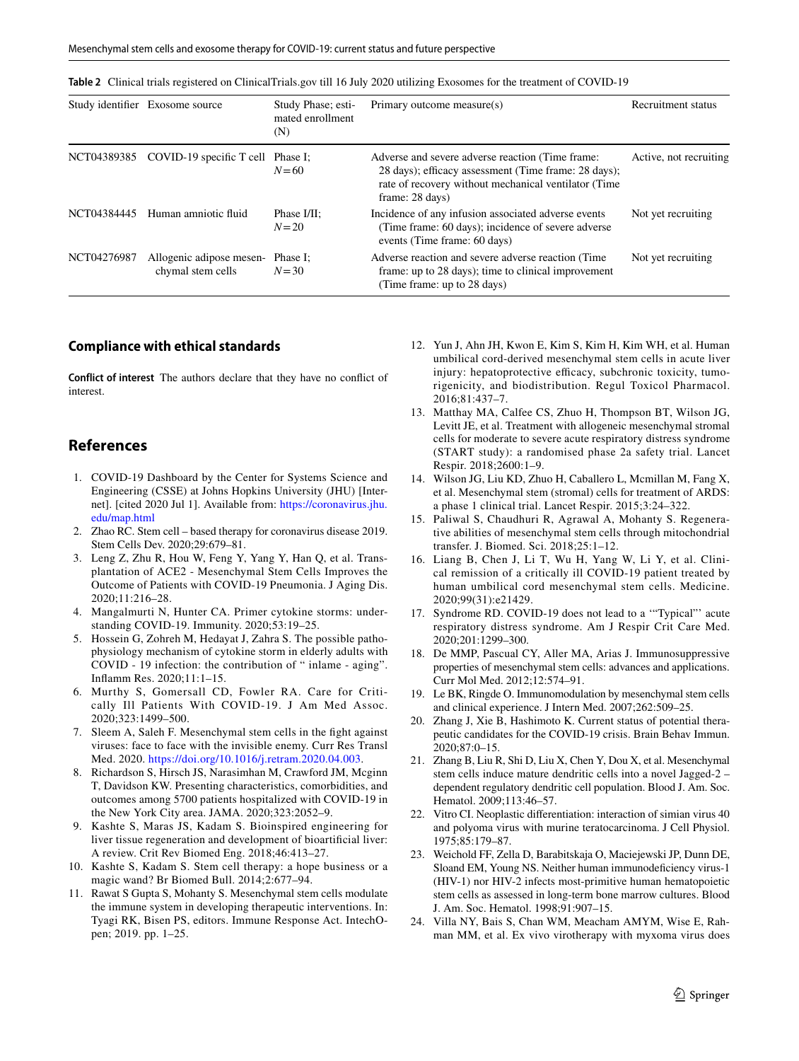**Table 2** Clinical trials registered on ClinicalTrials.gov till 16 July 2020 utilizing Exosomes for the treatment of COVID-19

| Study identifier | Exosome source | Study Phase; estimated enrollment (N) | Primary outcome measure(s) | Recruitment status |
|---|---|---|---|---|
| NCT04389385 | COVID-19 specific T cell | Phase I; $N=60$ | Adverse and severe adverse reaction (Time frame: 28 days); efficacy assessment (Time frame: 28 days); rate of recovery without mechanical ventilator (Time frame: 28 days) | Active, not recruiting |
| NCT04384445 | Human amniotic fluid | Phase I/II; $N=20$ | Incidence of any infusion associated adverse events (Time frame: 60 days); incidence of severe adverse events (Time frame: 60 days) | Not yet recruiting |
| NCT04276987 | Allogenic adipose mesenchymal stem cells | Phase I; $N=30$ | Adverse reaction and severe adverse reaction (Time frame: up to 28 days); time to clinical improvement (Time frame: up to 28 days) | Not yet recruiting |

## Compliance with ethical standards

**Conflict of interest** The authors declare that they have no conflict of interest.

## References

1. COVID-19 Dashboard by the Center for Systems Science and Engineering (CSSE) at Johns Hopkins University (JHU) [Internet]. [cited 2020 Jul 1]. Available from: https://coronavirus.jhu.edu/map.html
2. Zhao RC. Stem cell – based therapy for coronavirus disease 2019. Stem Cells Dev. 2020;29:679–81.
3. Leng Z, Zhu R, Hou W, Feng Y, Yang Y, Han Q, et al. Transplantation of ACE2 - Mesenchymal Stem Cells Improves the Outcome of Patients with COVID-19 Pneumonia. J Aging Dis. 2020;11:216–28.
4. Mangalmurti N, Hunter CA. Primer cytokine storms: understanding COVID-19. Immunity. 2020;53:19–25.
5. Hossein G, Zohreh M, Hedayat J, Zahra S. The possible pathophysiology mechanism of cytokine storm in elderly adults with COVID - 19 infection: the contribution of " inflame - aging". Inflamm Res. 2020;11:1–15.
6. Murthy S, Gomersall CD, Fowler RA. Care for Critically Ill Patients With COVID-19. J Am Med Assoc. 2020;323:1499–500.
7. Sleem A, Saleh F. Mesenchymal stem cells in the fight against viruses: face to face with the invisible enemy. Curr Res Transl Med. 2020. https://doi.org/10.1016/j.retram.2020.04.003.
8. Richardson S, Hirsch JS, Narasimhan M, Crawford JM, Mcginn T, Davidson KW. Presenting characteristics, comorbidities, and outcomes among 5700 patients hospitalized with COVID-19 in the New York City area. JAMA. 2020;323:2052–9.
9. Kashte S, Maras JS, Kadam S. Bioinspired engineering for liver tissue regeneration and development of bioartificial liver: A review. Crit Rev Biomed Eng. 2018;46:413–27.
10. Kashte S, Kadam S. Stem cell therapy: a hope business or a magic wand? Br Biomed Bull. 2014;2:677–94.
11. Rawat S Gupta S, Mohanty S. Mesenchymal stem cells modulate the immune system in developing therapeutic interventions. In: Tyagi RK, Bisen PS, editors. Immune Response Act. IntechOpen; 2019. pp. 1–25.
12. Yun J, Ahn JH, Kwon E, Kim S, Kim H, Kim WH, et al. Human umbilical cord-derived mesenchymal stem cells in acute liver injury: hepatoprotective efficacy, subchronic toxicity, tumorigenicity, and biodistribution. Regul Toxicol Pharmacol. 2016;81:437–7.
13. Matthay MA, Calfee CS, Zhuo H, Thompson BT, Wilson JG, Levitt JE, et al. Treatment with allogeneic mesenchymal stromal cells for moderate to severe acute respiratory distress syndrome (START study): a randomised phase 2a safety trial. Lancet Respir. 2018;2600:1–9.
14. Wilson JG, Liu KD, Zhuo H, Caballero L, Mcmillan M, Fang X, et al. Mesenchymal stem (stromal) cells for treatment of ARDS: a phase 1 clinical trial. Lancet Respir. 2015;3:24–322.
15. Paliwal S, Chaudhuri R, Agrawal A, Mohanty S. Regenerative abilities of mesenchymal stem cells through mitochondrial transfer. J. Biomed. Sci. 2018;25:1–12.
16. Liang B, Chen J, Li T, Wu H, Yang W, Li Y, et al. Clinical remission of a critically ill COVID-19 patient treated by human umbilical cord mesenchymal stem cells. Medicine. 2020;99(31):e21429.
17. Syndrome RD. COVID-19 does not lead to a "Typical" acute respiratory distress syndrome. Am J Respir Crit Care Med. 2020;201:1299–300.
18. De MMP, Pascual CY, Aller MA, Arias J. Immunosuppressive properties of mesenchymal stem cells: advances and applications. Curr Mol Med. 2012;12:574–91.
19. Le BK, Ringde O. Immunomodulation by mesenchymal stem cells and clinical experience. J Intern Med. 2007;262:509–25.
20. Zhang J, Xie B, Hashimoto K. Current status of potential therapeutic candidates for the COVID-19 crisis. Brain Behav Immun. 2020;87:0–15.
21. Zhang B, Liu R, Shi D, Liu X, Chen Y, Dou X, et al. Mesenchymal stem cells induce mature dendritic cells into a novel Jagged-2 – dependent regulatory dendritic cell population. Blood J. Am. Soc. Hematol. 2009;113:46–57.
22. Vitro CI. Neoplastic differentiation: interaction of simian virus 40 and polyoma virus with murine teratocarcinoma. J Cell Physiol. 1975;85:179–87.
23. Weichold FF, Zella D, Barabitskaja O, Maciejewski JP, Dunn DE, Sloand EM, Young NS. Neither human immunodeficiency virus-1 (HIV-1) nor HIV-2 infects most-primitive human hematopoietic stem cells as assessed in long-term bone marrow cultures. Blood J. Am. Soc. Hematol. 1998;91:907–15.
24. Villa NY, Bais S, Chan WM, Meacham AMYM, Wise E, Rahman MM, et al. Ex vivo virotherapy with myxoma virus does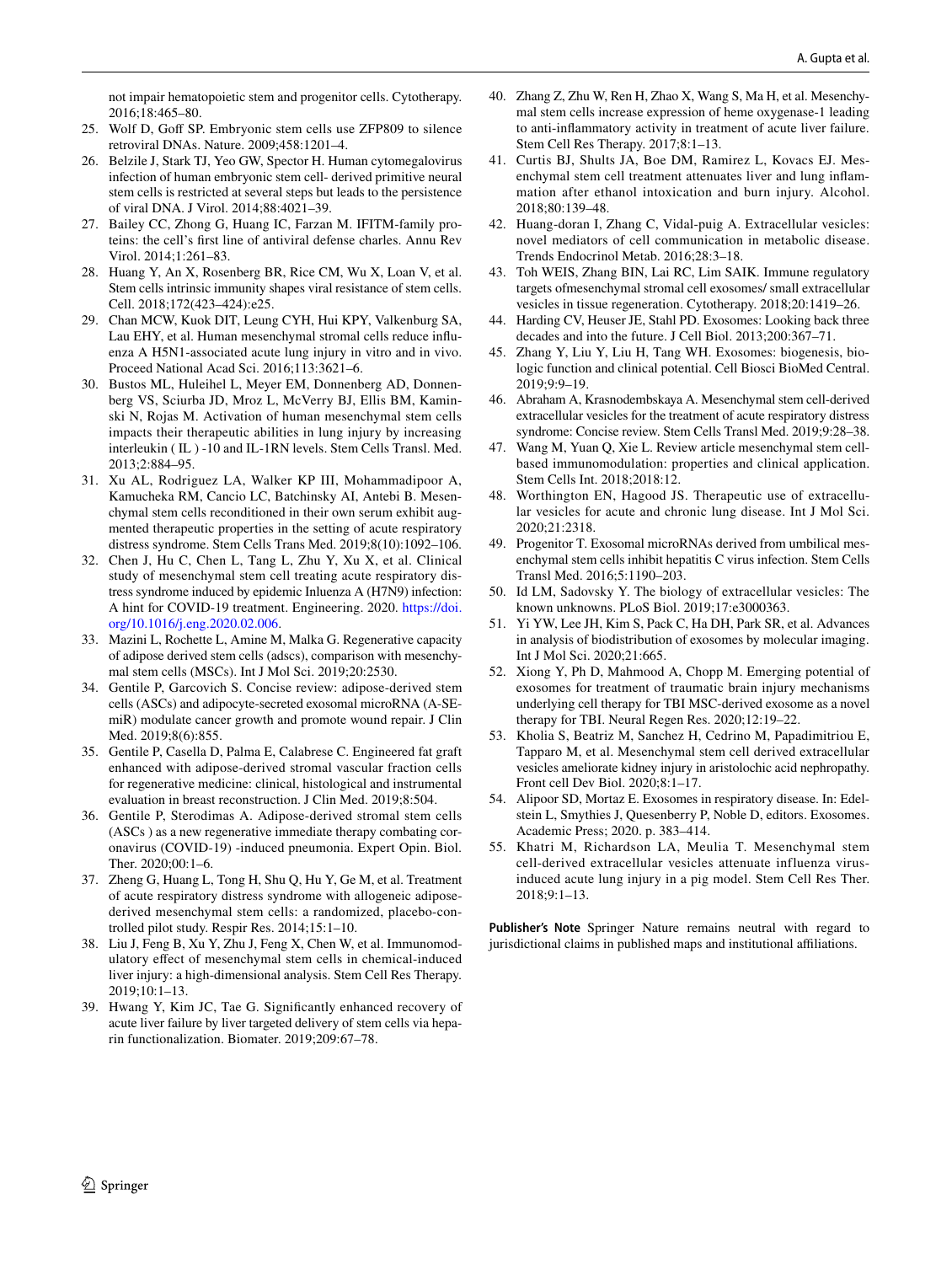not impair hematopoietic stem and progenitor cells. Cytotherapy. 2016;18:465–80.

25. Wolf D, Goff SP. Embryonic stem cells use ZFP809 to silence retroviral DNAs. Nature. 2009;458:1201–4.
26. Belzile J, Stark TJ, Yeo GW, Spector H. Human cytomegalovirus infection of human embryonic stem cell- derived primitive neural stem cells is restricted at several steps but leads to the persistence of viral DNA. J Virol. 2014;88:4021–39.
27. Bailey CC, Zhong G, Huang IC, Farzan M. IFITM-family proteins: the cell's first line of antiviral defense charles. Annu Rev Virol. 2014;1:261–83.
28. Huang Y, An X, Rosenberg BR, Rice CM, Wu X, Loan V, et al. Stem cells intrinsic immunity shapes viral resistance of stem cells. Cell. 2018;172(423–424):e25.
29. Chan MCW, Kuok DIT, Leung CYH, Hui KPY, Valkenburg SA, Lau EHY, et al. Human mesenchymal stromal cells reduce influenza A H5N1-associated acute lung injury in vitro and in vivo. Proceed National Acad Sci. 2016;113:3621–6.
30. Bustos ML, Huleihel L, Meyer EM, Donnenberg AD, Donnenberg VS, Sciurba JD, Mroz L, McVerry BJ, Ellis BM, Kaminski N, Rojas M. Activation of human mesenchymal stem cells impacts their therapeutic abilities in lung injury by increasing interleukin ( IL ) -10 and IL-1RN levels. Stem Cells Transl. Med. 2013;2:884–95.
31. Xu AL, Rodriguez LA, Walker KP III, Mohammadipoor A, Kamucheka RM, Cancio LC, Batchinsky AI, Antebi B. Mesenchymal stem cells reconditioned in their own serum exhibit augmented therapeutic properties in the setting of acute respiratory distress syndrome. Stem Cells Trans Med. 2019;8(10):1092–106.
32. Chen J, Hu C, Chen L, Tang L, Zhu Y, Xu X, et al. Clinical study of mesenchymal stem cell treating acute respiratory distress syndrome induced by epidemic Inluenza A (H7N9) infection: A hint for COVID-19 treatment. Engineering. 2020. https://doi.org/10.1016/j.eng.2020.02.006.
33. Mazini L, Rochette L, Amine M, Malka G. Regenerative capacity of adipose derived stem cells (adscs), comparison with mesenchymal stem cells (MSCs). Int J Mol Sci. 2019;20:2530.
34. Gentile P, Garcovich S. Concise review: adipose-derived stem cells (ASCs) and adipocyte-secreted exosomal microRNA (A-SE-miR) modulate cancer growth and promote wound repair. J Clin Med. 2019;8(6):855.
35. Gentile P, Casella D, Palma E, Calabrese C. Engineered fat graft enhanced with adipose-derived stromal vascular fraction cells for regenerative medicine: clinical, histological and instrumental evaluation in breast reconstruction. J Clin Med. 2019;8:504.
36. Gentile P, Sterodimas A. Adipose-derived stromal stem cells (ASCs ) as a new regenerative immediate therapy combating coronavirus (COVID-19) -induced pneumonia. Expert Opin. Biol. Ther. 2020;00:1–6.
37. Zheng G, Huang L, Tong H, Shu Q, Hu Y, Ge M, et al. Treatment of acute respiratory distress syndrome with allogeneic adipose-derived mesenchymal stem cells: a randomized, placebo-controlled pilot study. Respir Res. 2014;15:1–10.
38. Liu J, Feng B, Xu Y, Zhu J, Feng X, Chen W, et al. Immunomodulatory effect of mesenchymal stem cells in chemical-induced liver injury: a high-dimensional analysis. Stem Cell Res Therapy. 2019;10:1–13.
39. Hwang Y, Kim JC, Tae G. Significantly enhanced recovery of acute liver failure by liver targeted delivery of stem cells via heparin functionalization. Biomater. 2019;209:67–78.
40. Zhang Z, Zhu W, Ren H, Zhao X, Wang S, Ma H, et al. Mesenchymal stem cells increase expression of heme oxygenase-1 leading to anti-inflammatory activity in treatment of acute liver failure. Stem Cell Res Therapy. 2017;8:1–13.
41. Curtis BJ, Shults JA, Boe DM, Ramirez L, Kovacs EJ. Mesenchymal stem cell treatment attenuates liver and lung inflammation after ethanol intoxication and burn injury. Alcohol. 2018;80:139–48.
42. Huang-doran I, Zhang C, Vidal-puig A. Extracellular vesicles: novel mediators of cell communication in metabolic disease. Trends Endocrinol Metab. 2016;28:3–18.
43. Toh WEIS, Zhang BIN, Lai RC, Lim SAIK. Immune regulatory targets ofmesenchymal stromal cell exosomes/ small extracellular vesicles in tissue regeneration. Cytotherapy. 2018;20:1419–26.
44. Harding CV, Heuser JE, Stahl PD. Exosomes: Looking back three decades and into the future. J Cell Biol. 2013;200:367–71.
45. Zhang Y, Liu Y, Liu H, Tang WH. Exosomes: biogenesis, biologic function and clinical potential. Cell Biosci BioMed Central. 2019;9:9–19.
46. Abraham A, Krasnodembskaya A. Mesenchymal stem cell-derived extracellular vesicles for the treatment of acute respiratory distress syndrome: Concise review. Stem Cells Transl Med. 2019;9:28–38.
47. Wang M, Yuan Q, Xie L. Review article mesenchymal stem cell-based immunomodulation: properties and clinical application. Stem Cells Int. 2018;2018:12.
48. Worthington EN, Hagood JS. Therapeutic use of extracellular vesicles for acute and chronic lung disease. Int J Mol Sci. 2020;21:2318.
49. Progenitor T. Exosomal microRNAs derived from umbilical mesenchymal stem cells inhibit hepatitis C virus infection. Stem Cells Transl Med. 2016;5:1190–203.
50. Id LM, Sadovsky Y. The biology of extracellular vesicles: The known unknowns. PLoS Biol. 2019;17:e3000363.
51. Yi YW, Lee JH, Kim S, Pack C, Ha DH, Park SR, et al. Advances in analysis of biodistribution of exosomes by molecular imaging. Int J Mol Sci. 2020;21:665.
52. Xiong Y, Ph D, Mahmood A, Chopp M. Emerging potential of exosomes for treatment of traumatic brain injury mechanisms underlying cell therapy for TBI MSC-derived exosome as a novel therapy for TBI. Neural Regen Res. 2020;12:19–22.
53. Kholia S, Beatriz M, Sanchez H, Cedrino M, Papadimitriou E, Tapparo M, et al. Mesenchymal stem cell derived extracellular vesicles ameliorate kidney injury in aristolochic acid nephropathy. Front cell Dev Biol. 2020;8:1–17.
54. Alipoor SD, Mortaz E. Exosomes in respiratory disease. In: Edelstein L, Smythies J, Quesenberry P, Noble D, editors. Exosomes. Academic Press; 2020. p. 383–414.
55. Khatri M, Richardson LA, Meulia T. Mesenchymal stem cell-derived extracellular vesicles attenuate influenza virus-induced acute lung injury in a pig model. Stem Cell Res Ther. 2018;9:1–13.

**Publisher's Note** Springer Nature remains neutral with regard to jurisdictional claims in published maps and institutional affiliations.